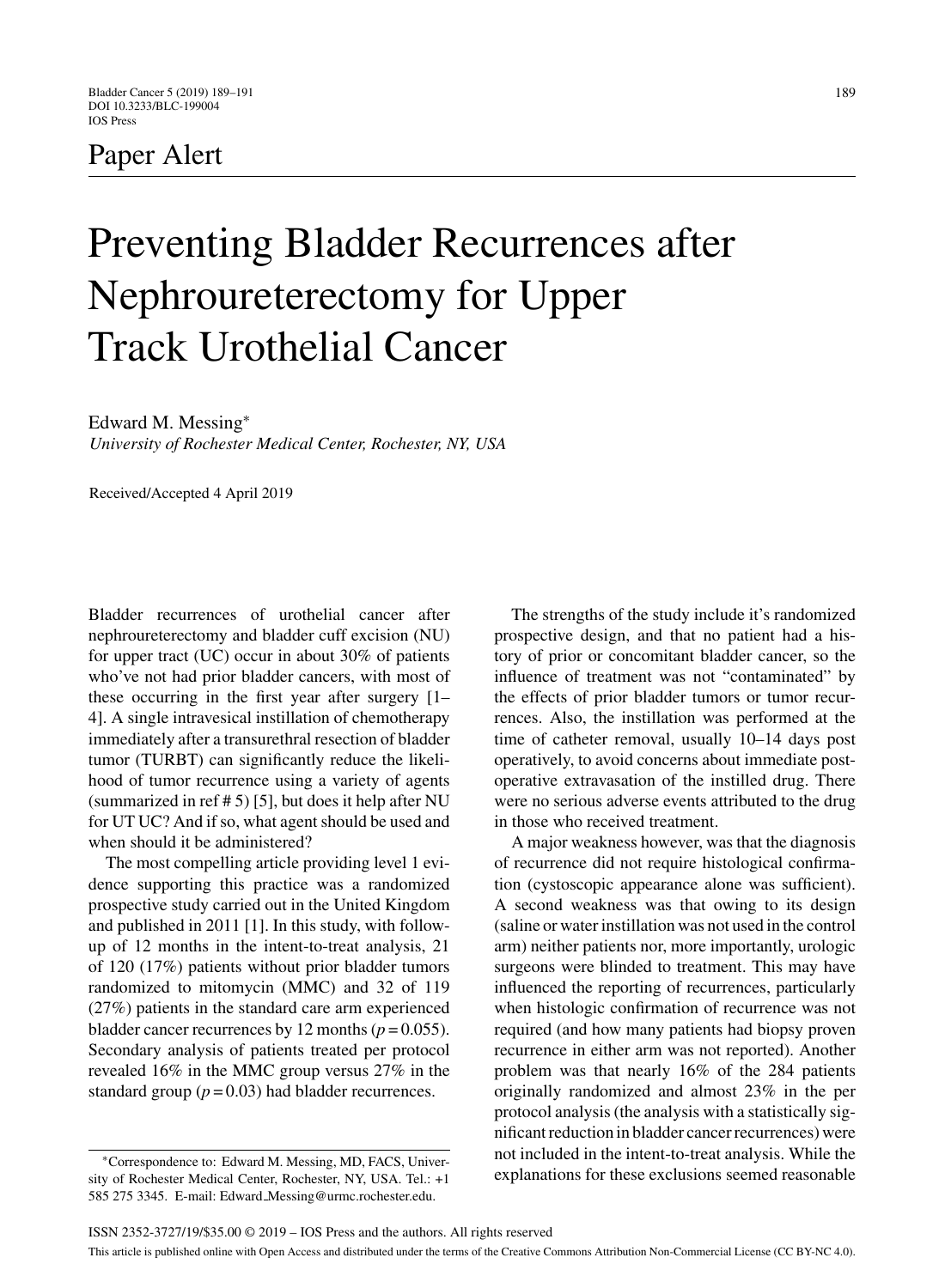Paper Alert

# Preventing Bladder Recurrences after Nephroureterectomy for Upper Track Urothelial Cancer

Edward M. Messing*

*University of Rochester Medical Center, Rochester, NY, USA*

Received/Accepted 4 April 2019

Bladder recurrences of urothelial cancer after nephroureterectomy and bladder cuff excision (NU) for upper tract (UC) occur in about 30% of patients who've not had prior bladder cancers, with most of these occurring in the first year after surgery [1–4]. A single intravesical instillation of chemotherapy immediately after a transurethral resection of bladder tumor (TURBT) can significantly reduce the likelihood of tumor recurrence using a variety of agents (summarized in ref # 5) [5], but does it help after NU for UT UC? And if so, what agent should be used and when should it be administered?

The most compelling article providing level 1 evidence supporting this practice was a randomized prospective study carried out in the United Kingdom and published in 2011 [1]. In this study, with follow-up of 12 months in the intent-to-treat analysis, 21 of 120 (17%) patients without prior bladder tumors randomized to mitomycin (MMC) and 32 of 119 (27%) patients in the standard care arm experienced bladder cancer recurrences by 12 months ($p = 0.055$). Secondary analysis of patients treated per protocol revealed 16% in the MMC group versus 27% in the standard group ($p = 0.03$) had bladder recurrences.

The strengths of the study include it's randomized prospective design, and that no patient had a history of prior or concomitant bladder cancer, so the influence of treatment was not "contaminated" by the effects of prior bladder tumors or tumor recurrences. Also, the instillation was performed at the time of catheter removal, usually 10–14 days post operatively, to avoid concerns about immediate post-operative extravasation of the instilled drug. There were no serious adverse events attributed to the drug in those who received treatment.

A major weakness however, was that the diagnosis of recurrence did not require histological confirmation (cystoscopic appearance alone was sufficient). A second weakness was that owing to its design (saline or water instillation was not used in the control arm) neither patients nor, more importantly, urologic surgeons were blinded to treatment. This may have influenced the reporting of recurrences, particularly when histologic confirmation of recurrence was not required (and how many patients had biopsy proven recurrence in either arm was not reported). Another problem was that nearly 16% of the 284 patients originally randomized and almost 23% in the per protocol analysis (the analysis with a statistically significant reduction in bladder cancer recurrences) were not included in the intent-to-treat analysis. While the explanations for these exclusions seemed reasonable

*Correspondence to: Edward M. Messing, MD, FACS, University of Rochester Medical Center, Rochester, NY, USA. Tel.: +1 585 275 3345. E-mail: Edward_Messing@urmc.rochester.edu.

ISSN 2352-3727/19/$35.00 © 2019 – IOS Press and the authors. All rights reserved

This article is published online with Open Access and distributed under the terms of the Creative Commons Attribution Non-Commercial License (CC BY-NC 4.0).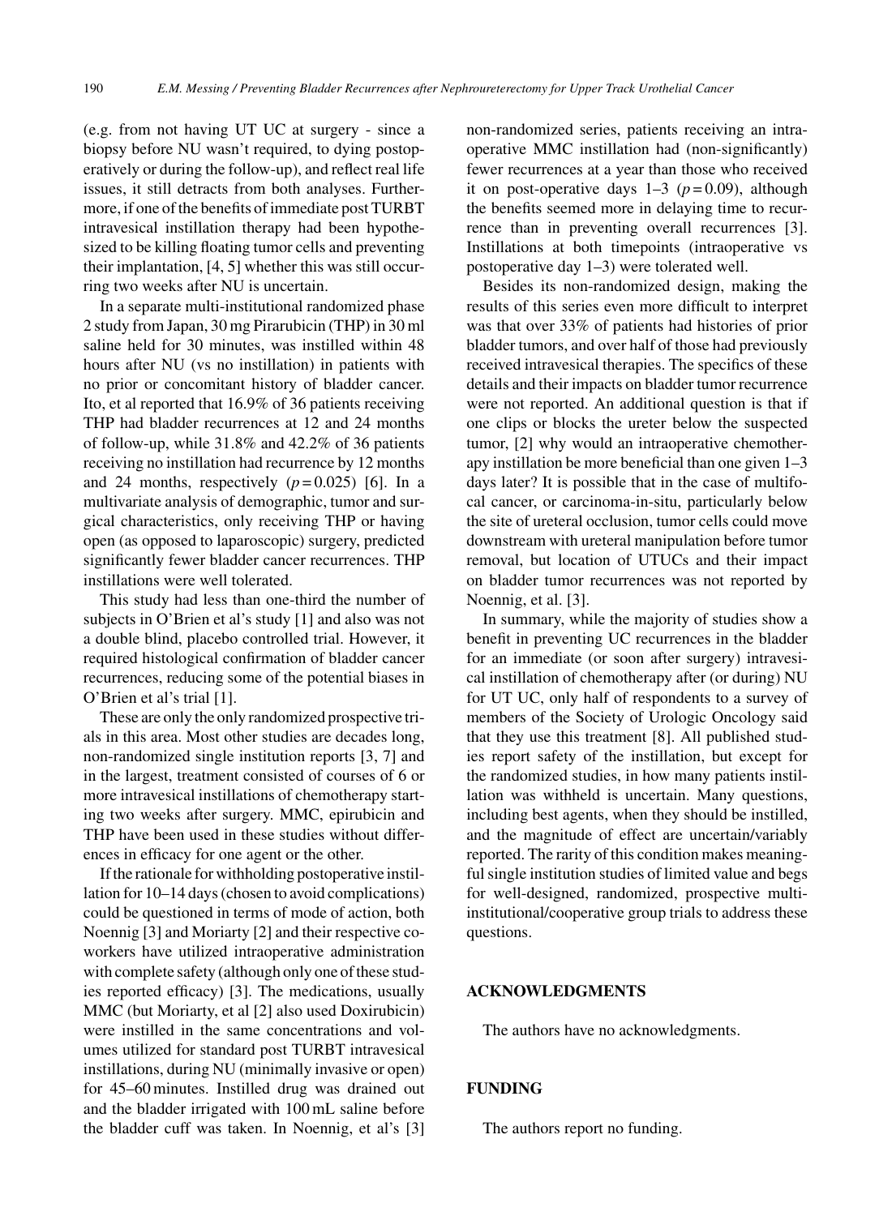(e.g. from not having UT UC at surgery - since a biopsy before NU wasn't required, to dying postoperatively or during the follow-up), and reflect real life issues, it still detracts from both analyses. Furthermore, if one of the benefits of immediate post TURBT intravesical instillation therapy had been hypothesized to be killing floating tumor cells and preventing their implantation, [4, 5] whether this was still occurring two weeks after NU is uncertain.

In a separate multi-institutional randomized phase 2 study from Japan, 30 mg Pirarubicin (THP) in 30 ml saline held for 30 minutes, was instilled within 48 hours after NU (vs no instillation) in patients with no prior or concomitant history of bladder cancer. Ito, et al reported that 16.9% of 36 patients receiving THP had bladder recurrences at 12 and 24 months of follow-up, while 31.8% and 42.2% of 36 patients receiving no instillation had recurrence by 12 months and 24 months, respectively ($p = 0.025$) [6]. In a multivariate analysis of demographic, tumor and surgical characteristics, only receiving THP or having open (as opposed to laparoscopic) surgery, predicted significantly fewer bladder cancer recurrences. THP instillations were well tolerated.

This study had less than one-third the number of subjects in O'Brien et al's study [1] and also was not a double blind, placebo controlled trial. However, it required histological confirmation of bladder cancer recurrences, reducing some of the potential biases in O'Brien et al's trial [1].

These are only the only randomized prospective trials in this area. Most other studies are decades long, non-randomized single institution reports [3, 7] and in the largest, treatment consisted of courses of 6 or more intravesical instillations of chemotherapy starting two weeks after surgery. MMC, epirubicin and THP have been used in these studies without differences in efficacy for one agent or the other.

If the rationale for withholding postoperative instillation for 10–14 days (chosen to avoid complications) could be questioned in terms of mode of action, both Noennig [3] and Moriarty [2] and their respective coworkers have utilized intraoperative administration with complete safety (although only one of these studies reported efficacy) [3]. The medications, usually MMC (but Moriarty, et al [2] also used Doxirubicin) were instilled in the same concentrations and volumes utilized for standard post TURBT intravesical instillations, during NU (minimally invasive or open) for 45–60 minutes. Instilled drug was drained out and the bladder irrigated with 100 mL saline before the bladder cuff was taken. In Noennig, et al's [3] non-randomized series, patients receiving an intraoperative MMC instillation had (non-significantly) fewer recurrences at a year than those who received it on post-operative days 1–3 ($p = 0.09$), although the benefits seemed more in delaying time to recurrence than in preventing overall recurrences [3]. Instillations at both timepoints (intraoperative vs postoperative day 1–3) were tolerated well.

Besides its non-randomized design, making the results of this series even more difficult to interpret was that over 33% of patients had histories of prior bladder tumors, and over half of those had previously received intravesical therapies. The specifics of these details and their impacts on bladder tumor recurrence were not reported. An additional question is that if one clips or blocks the ureter below the suspected tumor, [2] why would an intraoperative chemotherapy instillation be more beneficial than one given 1–3 days later? It is possible that in the case of multifocal cancer, or carcinoma-in-situ, particularly below the site of ureteral occlusion, tumor cells could move downstream with ureteral manipulation before tumor removal, but location of UTUCs and their impact on bladder tumor recurrences was not reported by Noennig, et al. [3].

In summary, while the majority of studies show a benefit in preventing UC recurrences in the bladder for an immediate (or soon after surgery) intravesical instillation of chemotherapy after (or during) NU for UT UC, only half of respondents to a survey of members of the Society of Urologic Oncology said that they use this treatment [8]. All published studies report safety of the instillation, but except for the randomized studies, in how many patients instillation was withheld is uncertain. Many questions, including best agents, when they should be instilled, and the magnitude of effect are uncertain/variably reported. The rarity of this condition makes meaningful single institution studies of limited value and begs for well-designed, randomized, prospective multi-institutional/cooperative group trials to address these questions.

## ACKNOWLEDGMENTS

The authors have no acknowledgments.

## FUNDING

The authors report no funding.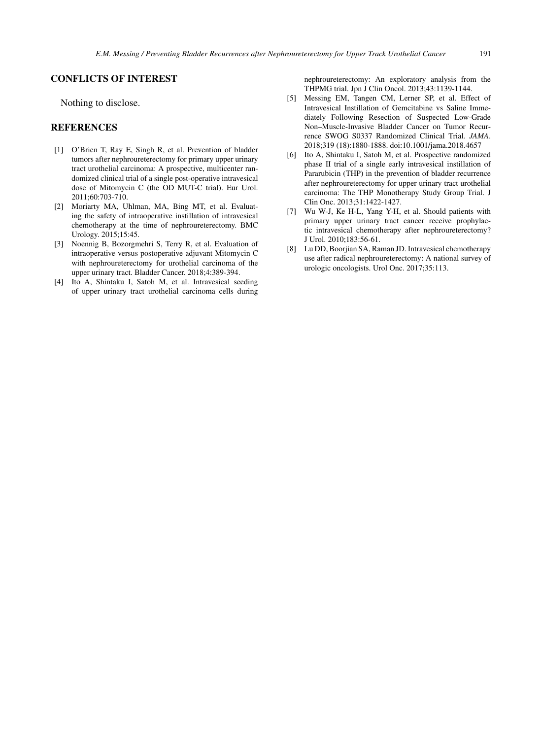## CONFLICTS OF INTEREST

Nothing to disclose.

## REFERENCES

[1] O'Brien T, Ray E, Singh R, et al. Prevention of bladder tumors after nephroureterectomy for primary upper urinary tract urothelial carcinoma: A prospective, multicenter randomized clinical trial of a single post-operative intravesical dose of Mitomycin C (the OD MUT-C trial). Eur Urol. 2011;60:703-710.

[2] Moriarty MA, Uhlman, MA, Bing MT, et al. Evaluating the safety of intraoperative instillation of intravesical chemotherapy at the time of nephroureterectomy. BMC Urology. 2015;15:45.

[3] Noennig B, Bozorgmehri S, Terry R, et al. Evaluation of intraoperative versus postoperative adjuvant Mitomycin C with nephroureterectomy for urothelial carcinoma of the upper urinary tract. Bladder Cancer. 2018;4:389-394.

[4] Ito A, Shintaku I, Satoh M, et al. Intravesical seeding of upper urinary tract urothelial carcinoma cells during nephroureterectomy: An exploratory analysis from the THPMG trial. Jpn J Clin Oncol. 2013;43:1139-1144.

[5] Messing EM, Tangen CM, Lerner SP, et al. Effect of Intravesical Instillation of Gemcitabine vs Saline Immediately Following Resection of Suspected Low-Grade Non–Muscle-Invasive Bladder Cancer on Tumor Recurrence SWOG S0337 Randomized Clinical Trial. *JAMA*. 2018;319 (18):1880-1888. doi:10.1001/jama.2018.4657

[6] Ito A, Shintaku I, Satoh M, et al. Prospective randomized phase II trial of a single early intravesical instillation of Pararubicin (THP) in the prevention of bladder recurrence after nephroureterectomy for upper urinary tract urothelial carcinoma: The THP Monotherapy Study Group Trial. J Clin Onc. 2013;31:1422-1427.

[7] Wu W-J, Ke H-L, Yang Y-H, et al. Should patients with primary upper urinary tract cancer receive prophylactic intravesical chemotherapy after nephroureterectomy? J Urol. 2010;183:56-61.

[8] Lu DD, Boorjian SA, Raman JD. Intravesical chemotherapy use after radical nephroureterectomy: A national survey of urologic oncologists. Urol Onc. 2017;35:113.